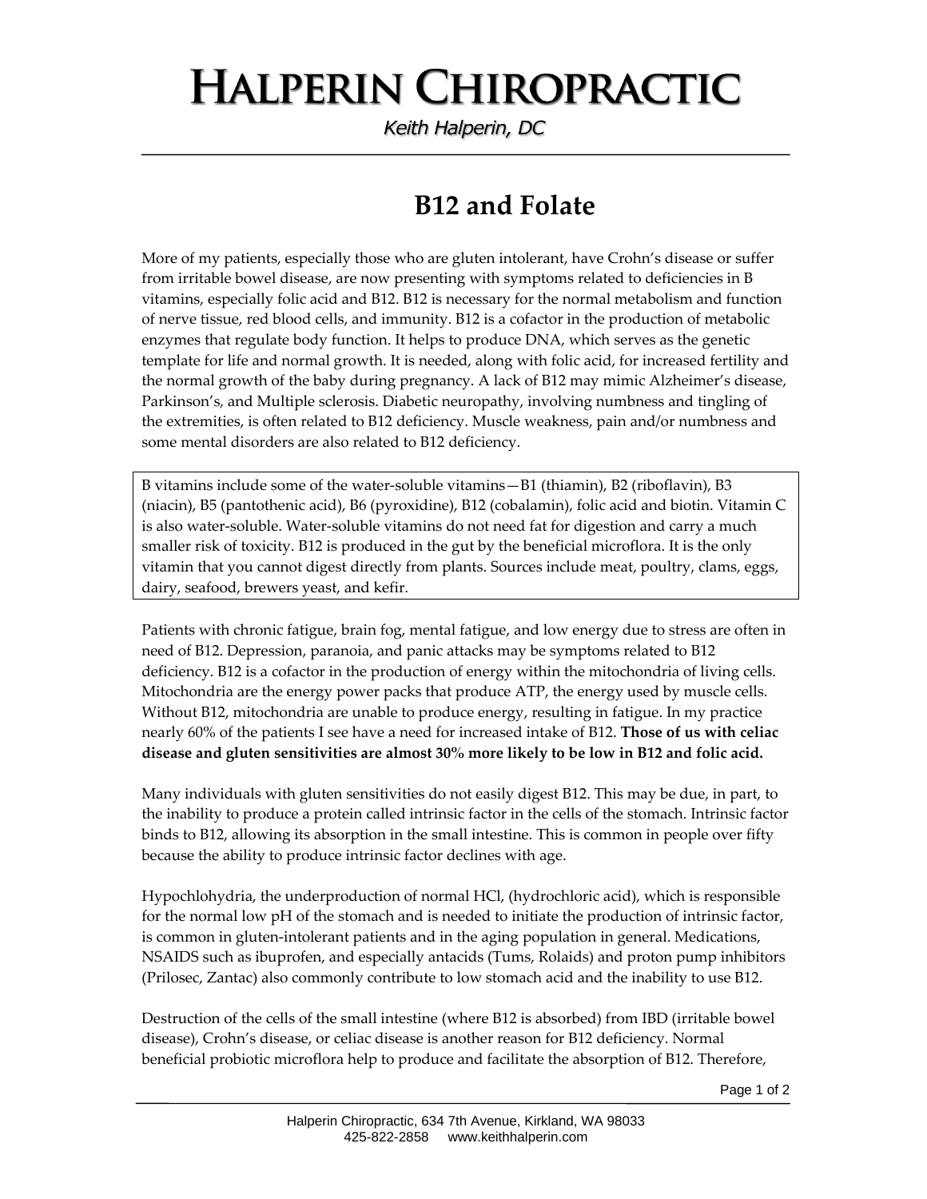# Halperin Chiropractic

*Keith Halperin, DC*

## B12 and Folate

More of my patients, especially those who are gluten intolerant, have Crohn's disease or suffer from irritable bowel disease, are now presenting with symptoms related to deficiencies in B vitamins, especially folic acid and B12. B12 is necessary for the normal metabolism and function of nerve tissue, red blood cells, and immunity. B12 is a cofactor in the production of metabolic enzymes that regulate body function. It helps to produce DNA, which serves as the genetic template for life and normal growth. It is needed, along with folic acid, for increased fertility and the normal growth of the baby during pregnancy. A lack of B12 may mimic Alzheimer's disease, Parkinson's, and Multiple sclerosis. Diabetic neuropathy, involving numbness and tingling of the extremities, is often related to B12 deficiency. Muscle weakness, pain and/or numbness and some mental disorders are also related to B12 deficiency.

> B vitamins include some of the water-soluble vitamins—B1 (thiamin), B2 (riboflavin), B3 (niacin), B5 (pantothenic acid), B6 (pyroxidine), B12 (cobalamin), folic acid and biotin. Vitamin C is also water-soluble. Water-soluble vitamins do not need fat for digestion and carry a much smaller risk of toxicity. B12 is produced in the gut by the beneficial microflora. It is the only vitamin that you cannot digest directly from plants. Sources include meat, poultry, clams, eggs, dairy, seafood, brewers yeast, and kefir.

Patients with chronic fatigue, brain fog, mental fatigue, and low energy due to stress are often in need of B12. Depression, paranoia, and panic attacks may be symptoms related to B12 deficiency. B12 is a cofactor in the production of energy within the mitochondria of living cells. Mitochondria are the energy power packs that produce ATP, the energy used by muscle cells. Without B12, mitochondria are unable to produce energy, resulting in fatigue. In my practice nearly 60% of the patients I see have a need for increased intake of B12. **Those of us with celiac disease and gluten sensitivities are almost 30% more likely to be low in B12 and folic acid.**

Many individuals with gluten sensitivities do not easily digest B12. This may be due, in part, to the inability to produce a protein called intrinsic factor in the cells of the stomach. Intrinsic factor binds to B12, allowing its absorption in the small intestine. This is common in people over fifty because the ability to produce intrinsic factor declines with age.

Hypochlohydria, the underproduction of normal HCl, (hydrochloric acid), which is responsible for the normal low pH of the stomach and is needed to initiate the production of intrinsic factor, is common in gluten-intolerant patients and in the aging population in general. Medications, NSAIDS such as ibuprofen, and especially antacids (Tums, Rolaids) and proton pump inhibitors (Prilosec, Zantac) also commonly contribute to low stomach acid and the inability to use B12.

Destruction of the cells of the small intestine (where B12 is absorbed) from IBD (irritable bowel disease), Crohn's disease, or celiac disease is another reason for B12 deficiency. Normal beneficial probiotic microflora help to produce and facilitate the absorption of B12. Therefore,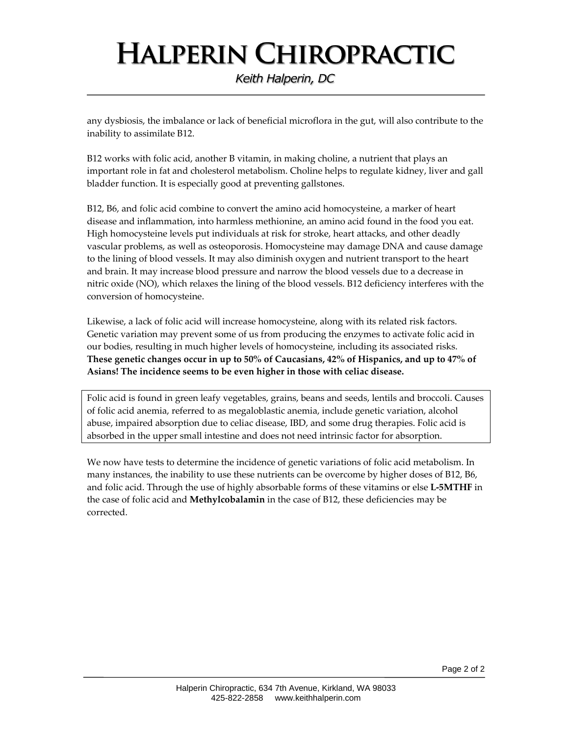any dysbiosis, the imbalance or lack of beneficial microflora in the gut, will also contribute to the inability to assimilate B12.

B12 works with folic acid, another B vitamin, in making choline, a nutrient that plays an important role in fat and cholesterol metabolism. Choline helps to regulate kidney, liver and gall bladder function. It is especially good at preventing gallstones.

B12, B6, and folic acid combine to convert the amino acid homocysteine, a marker of heart disease and inflammation, into harmless methionine, an amino acid found in the food you eat. High homocysteine levels put individuals at risk for stroke, heart attacks, and other deadly vascular problems, as well as osteoporosis. Homocysteine may damage DNA and cause damage to the lining of blood vessels. It may also diminish oxygen and nutrient transport to the heart and brain. It may increase blood pressure and narrow the blood vessels due to a decrease in nitric oxide (NO), which relaxes the lining of the blood vessels. B12 deficiency interferes with the conversion of homocysteine.

Likewise, a lack of folic acid will increase homocysteine, along with its related risk factors. Genetic variation may prevent some of us from producing the enzymes to activate folic acid in our bodies, resulting in much higher levels of homocysteine, including its associated risks. **These genetic changes occur in up to 50% of Caucasians, 42% of Hispanics, and up to 47% of Asians! The incidence seems to be even higher in those with celiac disease.**

Folic acid is found in green leafy vegetables, grains, beans and seeds, lentils and broccoli. Causes of folic acid anemia, referred to as megaloblastic anemia, include genetic variation, alcohol abuse, impaired absorption due to celiac disease, IBD, and some drug therapies. Folic acid is absorbed in the upper small intestine and does not need intrinsic factor for absorption.

We now have tests to determine the incidence of genetic variations of folic acid metabolism. In many instances, the inability to use these nutrients can be overcome by higher doses of B12, B6, and folic acid. Through the use of highly absorbable forms of these vitamins or else **L-5MTHF** in the case of folic acid and **Methylcobalamin** in the case of B12, these deficiencies may be corrected.